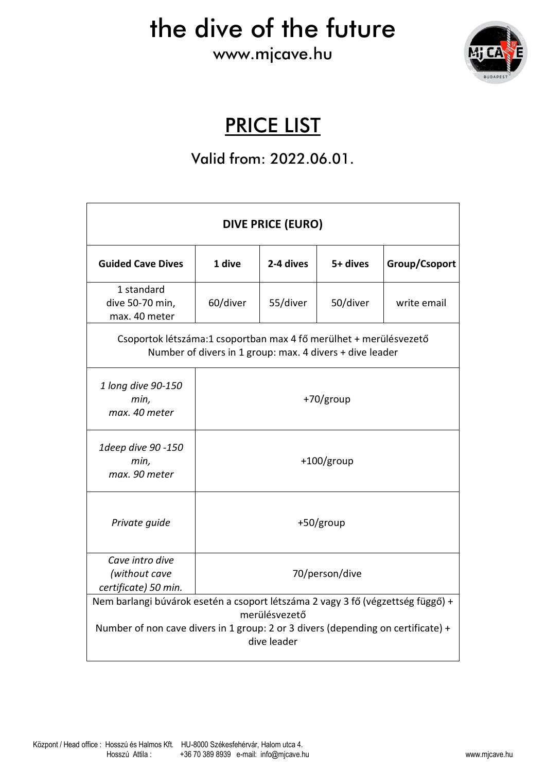# the dive of the future

www.mjcave.hu

## PRICE LIST

Valid from: 2022.06.01.

| DIVE PRICE (EURO) | | | | |
|---|---|---|---|---|
| **Guided Cave Dives** | **1 dive** | **2-4 dives** | **5+ dives** | **Group/Csoport** |
| 1 standard dive 50-70 min, max. 40 meter | 60/diver | 55/diver | 50/diver | write email |
| Csoportok létszáma:1 csoportban max 4 fő merülhet + merülésvezető<br>Number of divers in 1 group: max. 4 divers + dive leader | | | | |
| *1 long dive 90-150 min, max. 40 meter* | +70/group | | | |
| *1deep dive 90 -150 min, max. 90 meter* | +100/group | | | |
| *Private guide* | +50/group | | | |
| *Cave intro dive (without cave certificate) 50 min.* | 70/person/dive | | | |
| Nem barlangi búvárok esetén a csoport létszáma 2 vagy 3 fő (végzettség függő) + merülésvezető<br>Number of non cave divers in 1 group: 2 or 3 divers (depending on certificate) + dive leader | | | | |

Központ / Head office : Hosszú és Halmos Kft. HU-8000 Székesfehérvár, Halom utca 4.
Hosszú Attila : +36 70 389 8939 e-mail: info@mjcave.hu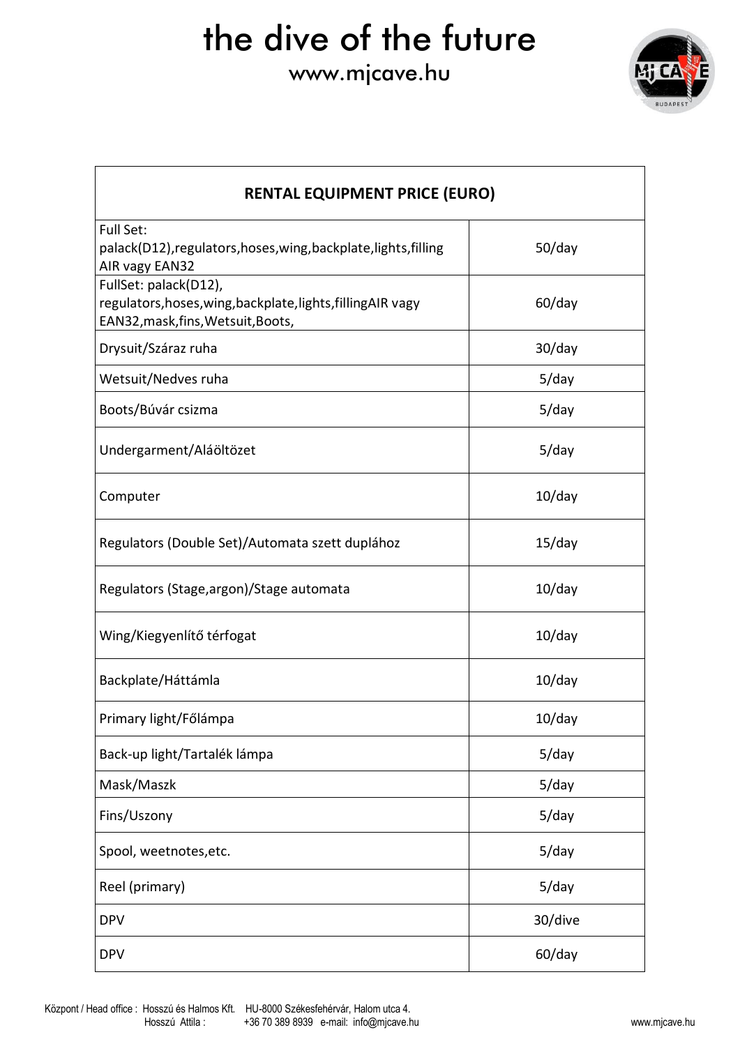# the dive of the future

www.mjcave.hu

| RENTAL EQUIPMENT PRICE (EURO) | |
|---|---|
| Full Set: palack(D12),regulators,hoses,wing,backplate,lights,filling AIR vagy EAN32 | 50/day |
| FullSet: palack(D12), regulators,hoses,wing,backplate,lights,fillingAIR vagy EAN32,mask,fins,Wetsuit,Boots, | 60/day |
| Drysuit/Száraz ruha | 30/day |
| Wetsuit/Nedves ruha | 5/day |
| Boots/Búvár csizma | 5/day |
| Undergarment/Aláöltözet | 5/day |
| Computer | 10/day |
| Regulators (Double Set)/Automata szett duplához | 15/day |
| Regulators (Stage,argon)/Stage automata | 10/day |
| Wing/Kiegyenlítő térfogat | 10/day |
| Backplate/Háttámla | 10/day |
| Primary light/Főlámpa | 10/day |
| Back-up light/Tartalék lámpa | 5/day |
| Mask/Maszk | 5/day |
| Fins/Uszony | 5/day |
| Spool, weetnotes,etc. | 5/day |
| Reel (primary) | 5/day |
| DPV | 30/dive |
| DPV | 60/day |

Központ / Head office : Hosszú és Halmos Kft. HU-8000 Székesfehérvár, Halom utca 4.
Hosszú Attila : +36 70 389 8939 e-mail: info@mjcave.hu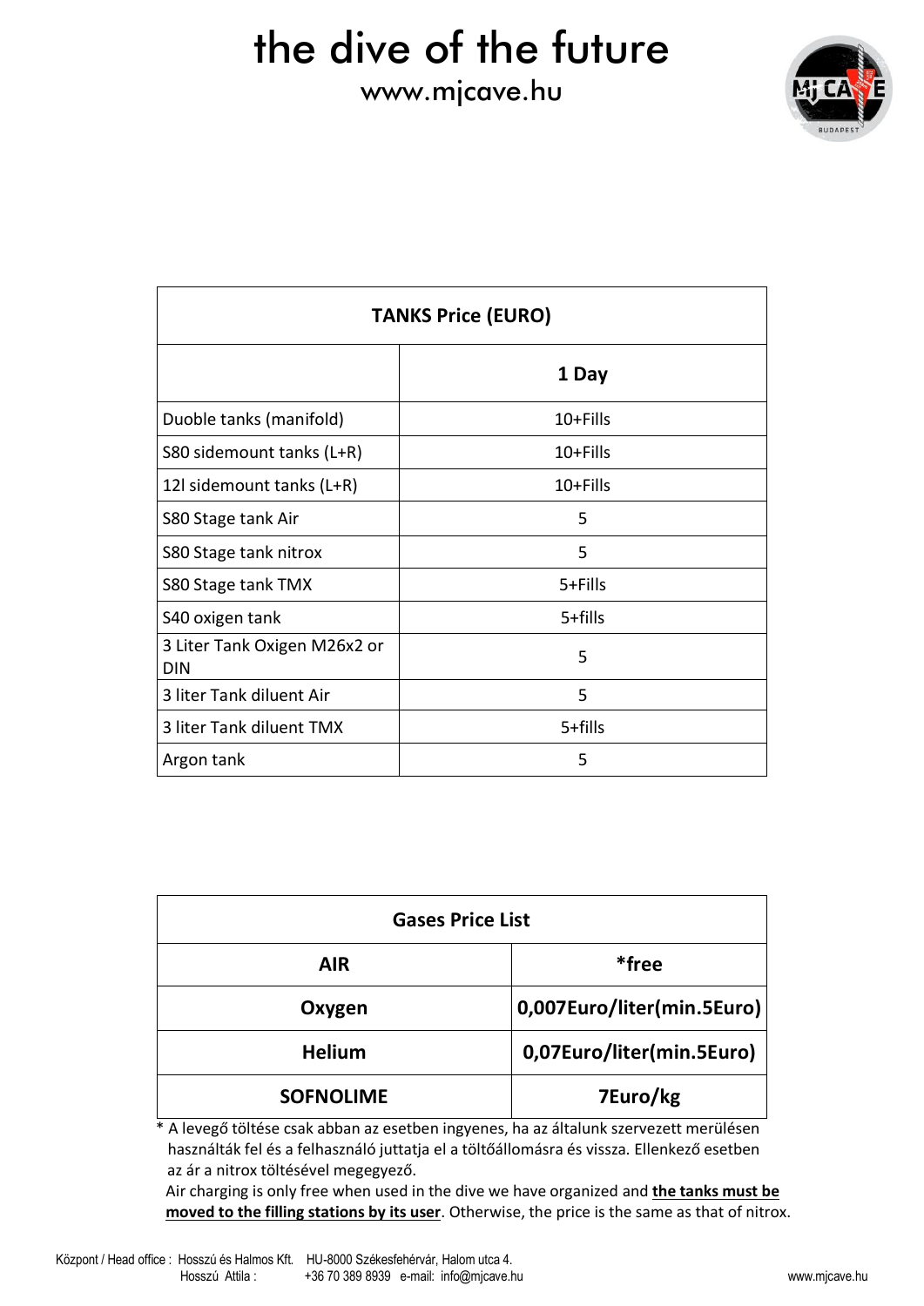# the dive of the future

www.mjcave.hu

| TANKS Price (EURO) | |
| --- | --- |
| | **1 Day** |
| Duoble tanks (manifold) | 10+Fills |
| S80 sidemount tanks (L+R) | 10+Fills |
| 12l sidemount tanks (L+R) | 10+Fills |
| S80 Stage tank Air | 5 |
| S80 Stage tank nitrox | 5 |
| S80 Stage tank TMX | 5+Fills |
| S40 oxigen tank | 5+fills |
| 3 Liter Tank Oxigen M26x2 or DIN | 5 |
| 3 liter Tank diluent Air | 5 |
| 3 liter Tank diluent TMX | 5+fills |
| Argon tank | 5 |

| Gases Price List | |
| --- | --- |
| **AIR** | ***free** |
| **Oxygen** | **0,007Euro/liter(min.5Euro)** |
| **Helium** | **0,07Euro/liter(min.5Euro)** |
| **SOFNOLIME** | **7Euro/kg** |

\* A levegő töltése csak abban az esetben ingyenes, ha az általunk szervezett merülésen használták fel és a felhasználó juttatja el a töltőállomásra és vissza. Ellenkező esetben az ár a nitrox töltésével megegyező.

Air charging is only free when used in the dive we have organized and **the tanks must be moved to the filling stations by its user**. Otherwise, the price is the same as that of nitrox.

Központ / Head office : Hosszú és Halmos Kft. HU-8000 Székesfehérvár, Halom utca 4.
Hosszú Attila : +36 70 389 8939 e-mail: info@mjcave.hu